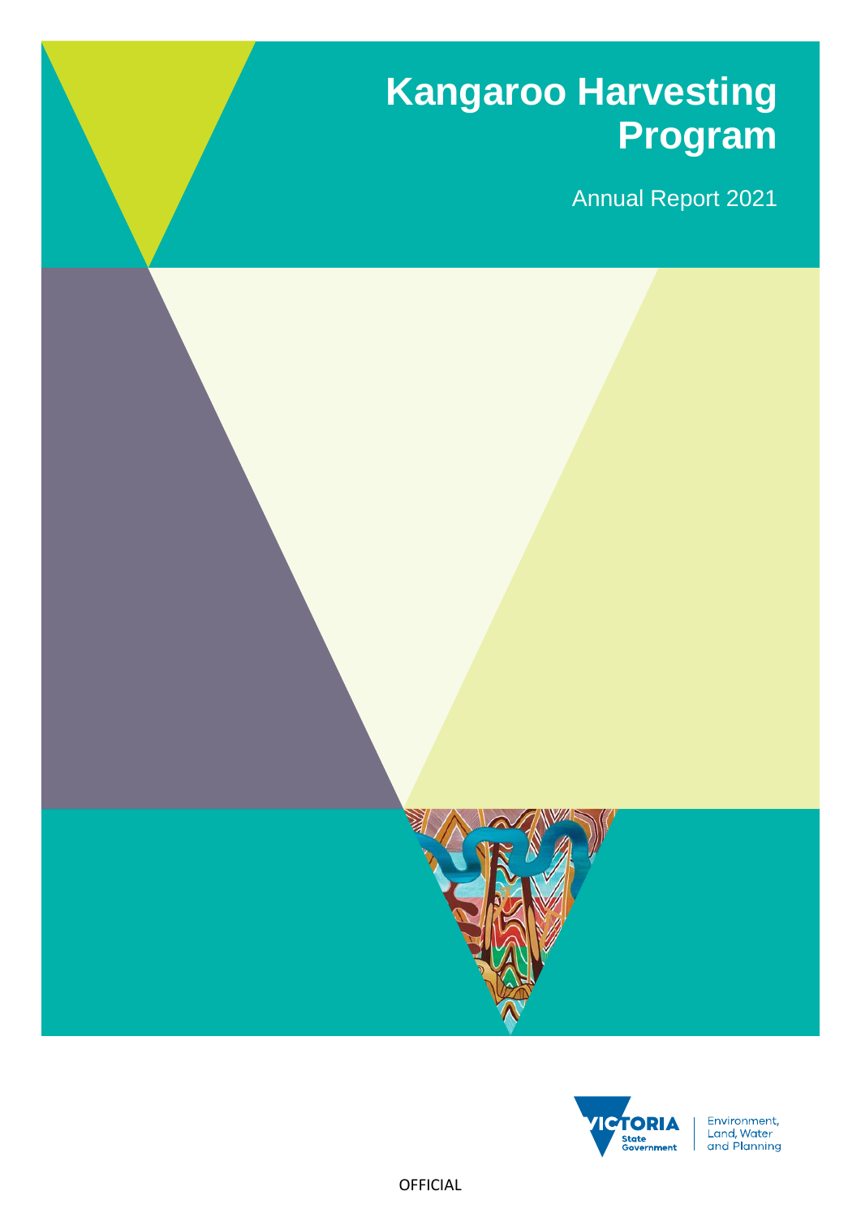# Kangaroo Harvesting Program

Annual Report 2021

Environment, Land, Water and Planning

OFFICIAL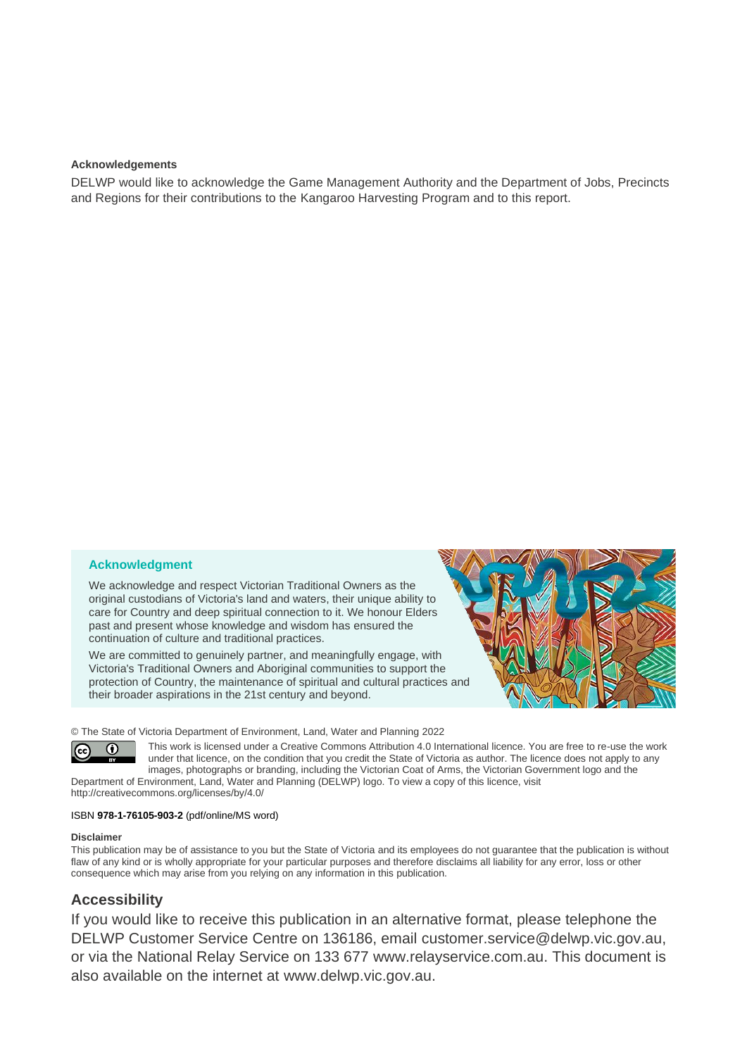**Acknowledgements**

DELWP would like to acknowledge the Game Management Authority and the Department of Jobs, Precincts and Regions for their contributions to the Kangaroo Harvesting Program and to this report.

**Acknowledgment**

We acknowledge and respect Victorian Traditional Owners as the original custodians of Victoria's land and waters, their unique ability to care for Country and deep spiritual connection to it. We honour Elders past and present whose knowledge and wisdom has ensured the continuation of culture and traditional practices.

We are committed to genuinely partner, and meaningfully engage, with Victoria's Traditional Owners and Aboriginal communities to support the protection of Country, the maintenance of spiritual and cultural practices and their broader aspirations in the 21st century and beyond.

© The State of Victoria Department of Environment, Land, Water and Planning 2022

This work is licensed under a Creative Commons Attribution 4.0 International licence. You are free to re-use the work under that licence, on the condition that you credit the State of Victoria as author. The licence does not apply to any images, photographs or branding, including the Victorian Coat of Arms, the Victorian Government logo and the Department of Environment, Land, Water and Planning (DELWP) logo. To view a copy of this licence, visit http://creativecommons.org/licenses/by/4.0/

ISBN **978-1-76105-903-2** (pdf/online/MS word)

**Disclaimer**

This publication may be of assistance to you but the State of Victoria and its employees do not guarantee that the publication is without flaw of any kind or is wholly appropriate for your particular purposes and therefore disclaims all liability for any error, loss or other consequence which may arise from you relying on any information in this publication.

## Accessibility

If you would like to receive this publication in an alternative format, please telephone the DELWP Customer Service Centre on 136186, email customer.service@delwp.vic.gov.au, or via the National Relay Service on 133 677 www.relayservice.com.au. This document is also available on the internet at www.delwp.vic.gov.au.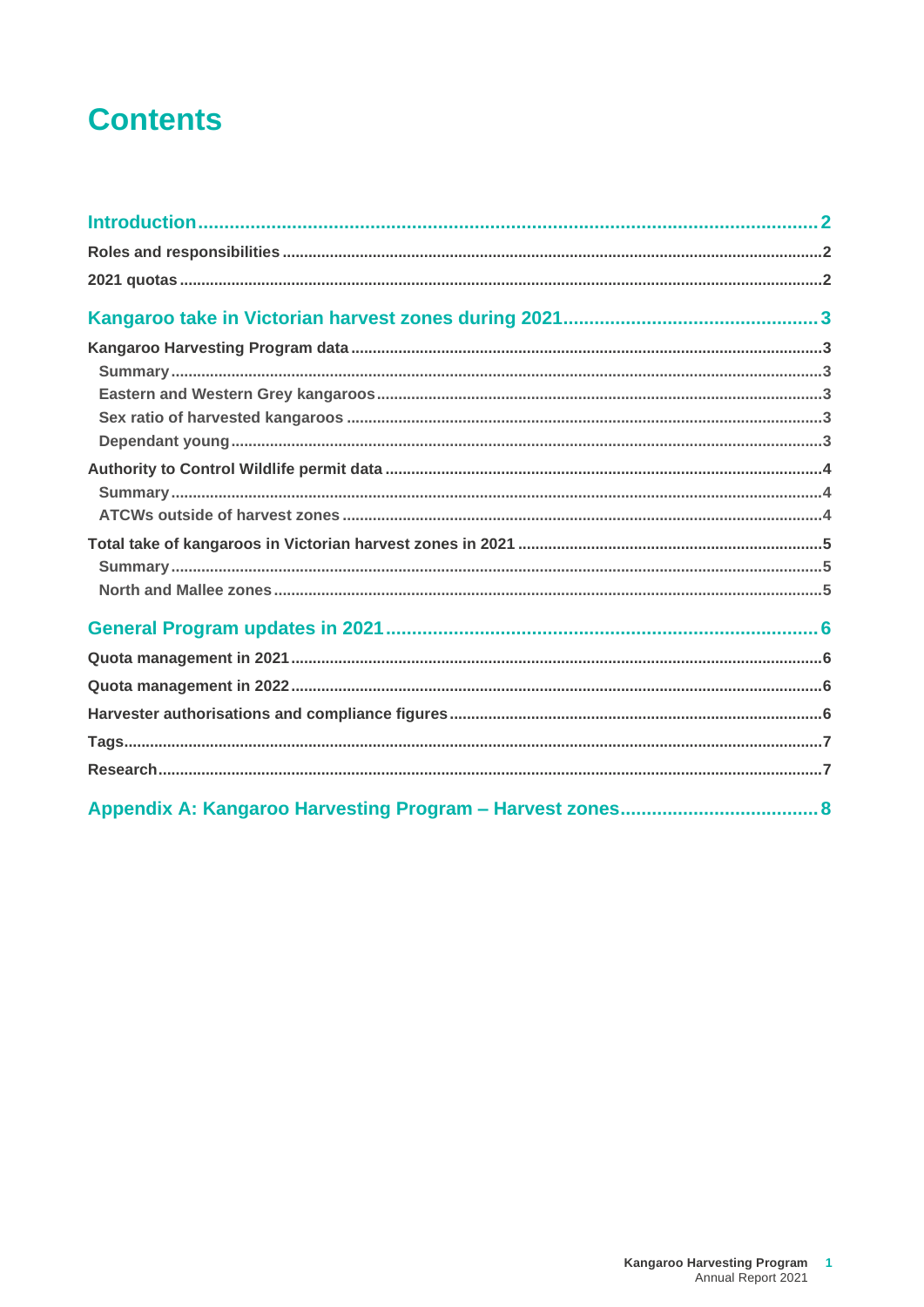# Contents

[Introduction ... 2](#)

- Roles and responsibilities ... 2
- 2021 quotas ... 2

[Kangaroo take in Victorian harvest zones during 2021 ... 3](#)

- Kangaroo Harvesting Program data ... 3
  - Summary ... 3
  - Eastern and Western Grey kangaroos ... 3
  - Sex ratio of harvested kangaroos ... 3
  - Dependant young ... 3
- Authority to Control Wildlife permit data ... 4
  - Summary ... 4
  - ATCWs outside of harvest zones ... 4
- Total take of kangaroos in Victorian harvest zones in 2021 ... 5
  - Summary ... 5
  - North and Mallee zones ... 5

[General Program updates in 2021 ... 6](#)

- Quota management in 2021 ... 6
- Quota management in 2022 ... 6
- Harvester authorisations and compliance figures ... 6
- Tags ... 7
- Research ... 7

[Appendix A: Kangaroo Harvesting Program – Harvest zones ... 8](#)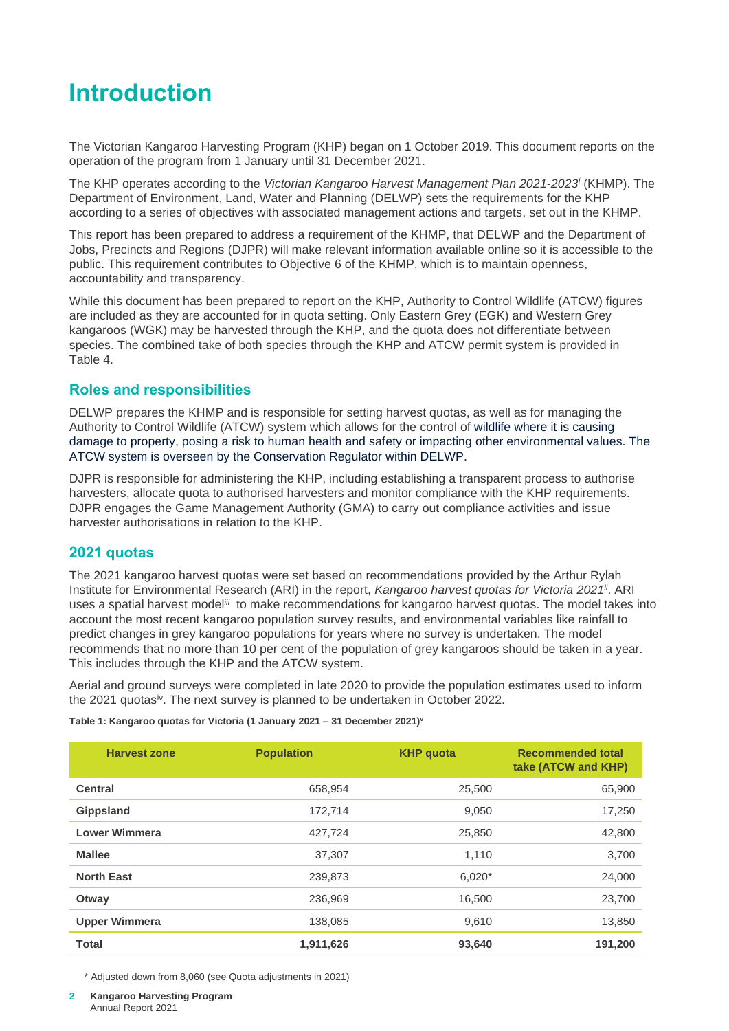# Introduction

The Victorian Kangaroo Harvesting Program (KHP) began on 1 October 2019. This document reports on the operation of the program from 1 January until 31 December 2021.

The KHP operates according to the *Victorian Kangaroo Harvest Management Plan 2021-2023*[i] (KHMP). The Department of Environment, Land, Water and Planning (DELWP) sets the requirements for the KHP according to a series of objectives with associated management actions and targets, set out in the KHMP.

This report has been prepared to address a requirement of the KHMP, that DELWP and the Department of Jobs, Precincts and Regions (DJPR) will make relevant information available online so it is accessible to the public. This requirement contributes to Objective 6 of the KHMP, which is to maintain openness, accountability and transparency.

While this document has been prepared to report on the KHP, Authority to Control Wildlife (ATCW) figures are included as they are accounted for in quota setting. Only Eastern Grey (EGK) and Western Grey kangaroos (WGK) may be harvested through the KHP, and the quota does not differentiate between species. The combined take of both species through the KHP and ATCW permit system is provided in Table 4.

## Roles and responsibilities

DELWP prepares the KHMP and is responsible for setting harvest quotas, as well as for managing the Authority to Control Wildlife (ATCW) system which allows for the control of wildlife where it is causing damage to property, posing a risk to human health and safety or impacting other environmental values. The ATCW system is overseen by the Conservation Regulator within DELWP.

DJPR is responsible for administering the KHP, including establishing a transparent process to authorise harvesters, allocate quota to authorised harvesters and monitor compliance with the KHP requirements. DJPR engages the Game Management Authority (GMA) to carry out compliance activities and issue harvester authorisations in relation to the KHP.

## 2021 quotas

The 2021 kangaroo harvest quotas were set based on recommendations provided by the Arthur Rylah Institute for Environmental Research (ARI) in the report, *Kangaroo harvest quotas for Victoria 2021*[ii]. ARI uses a spatial harvest model[iii] to make recommendations for kangaroo harvest quotas. The model takes into account the most recent kangaroo population survey results, and environmental variables like rainfall to predict changes in grey kangaroo populations for years where no survey is undertaken. The model recommends that no more than 10 per cent of the population of grey kangaroos should be taken in a year. This includes through the KHP and the ATCW system.

Aerial and ground surveys were completed in late 2020 to provide the population estimates used to inform the 2021 quotas[iv]. The next survey is planned to be undertaken in October 2022.

**Table 1: Kangaroo quotas for Victoria (1 January 2021 – 31 December 2021)[v]**

| Harvest zone | Population | KHP quota | Recommended total take (ATCW and KHP) |
|---|---|---|---|
| **Central** | 658,954 | 25,500 | 65,900 |
| **Gippsland** | 172,714 | 9,050 | 17,250 |
| **Lower Wimmera** | 427,724 | 25,850 | 42,800 |
| **Mallee** | 37,307 | 1,110 | 3,700 |
| **North East** | 239,873 | 6,020* | 24,000 |
| **Otway** | 236,969 | 16,500 | 23,700 |
| **Upper Wimmera** | 138,085 | 9,610 | 13,850 |
| **Total** | **1,911,626** | **93,640** | **191,200** |

\* Adjusted down from 8,060 (see Quota adjustments in 2021)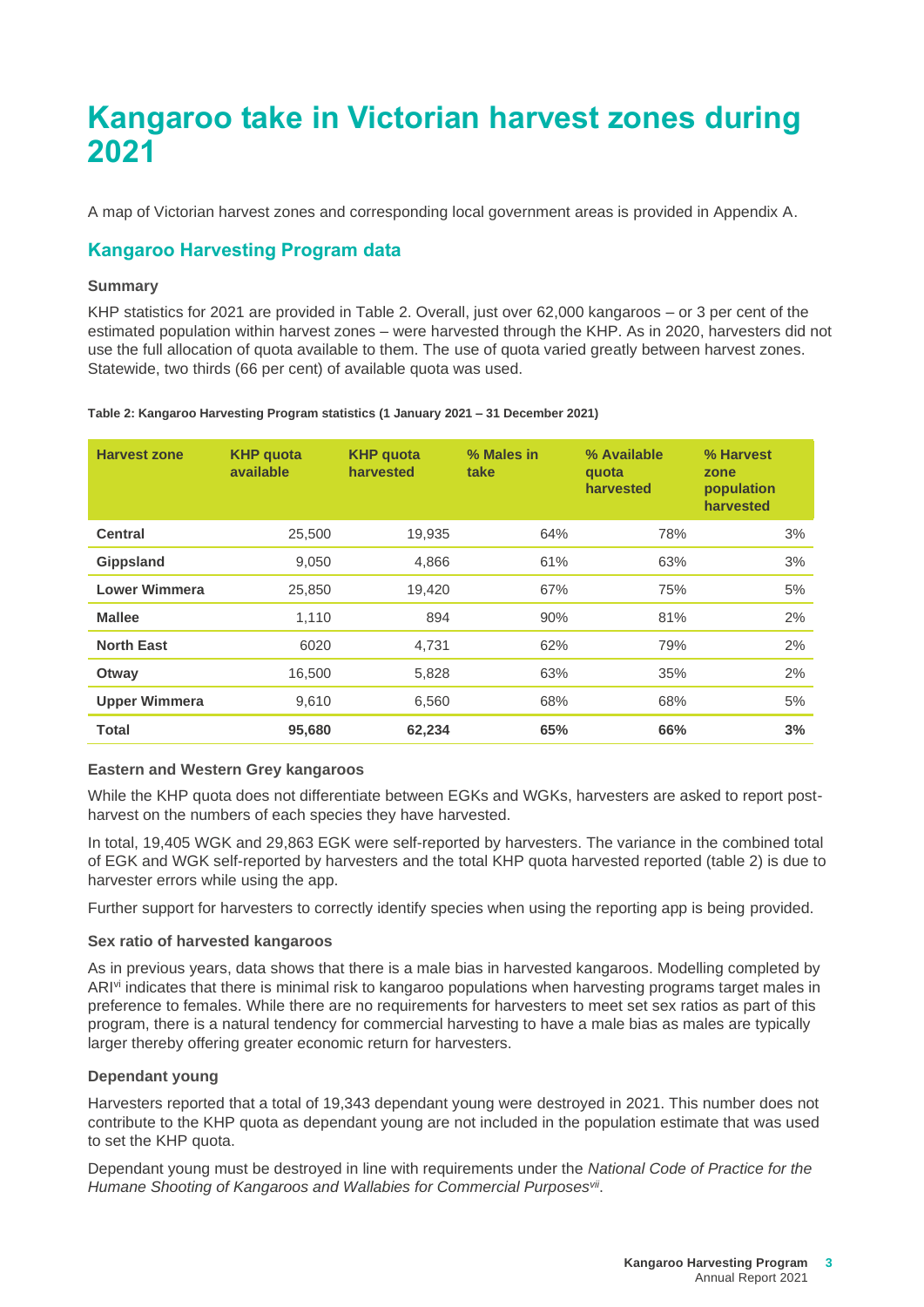# Kangaroo take in Victorian harvest zones during 2021

A map of Victorian harvest zones and corresponding local government areas is provided in Appendix A.

## Kangaroo Harvesting Program data

### Summary

KHP statistics for 2021 are provided in Table 2. Overall, just over 62,000 kangaroos – or 3 per cent of the estimated population within harvest zones – were harvested through the KHP. As in 2020, harvesters did not use the full allocation of quota available to them. The use of quota varied greatly between harvest zones. Statewide, two thirds (66 per cent) of available quota was used.

**Table 2: Kangaroo Harvesting Program statistics (1 January 2021 – 31 December 2021)**

| Harvest zone | KHP quota available | KHP quota harvested | % Males in take | % Available quota harvested | % Harvest zone population harvested |
|---|---|---|---|---|---|
| **Central** | 25,500 | 19,935 | 64% | 78% | 3% |
| **Gippsland** | 9,050 | 4,866 | 61% | 63% | 3% |
| **Lower Wimmera** | 25,850 | 19,420 | 67% | 75% | 5% |
| **Mallee** | 1,110 | 894 | 90% | 81% | 2% |
| **North East** | 6020 | 4,731 | 62% | 79% | 2% |
| **Otway** | 16,500 | 5,828 | 63% | 35% | 2% |
| **Upper Wimmera** | 9,610 | 6,560 | 68% | 68% | 5% |
| **Total** | **95,680** | **62,234** | **65%** | **66%** | **3%** |

### Eastern and Western Grey kangaroos

While the KHP quota does not differentiate between EGKs and WGKs, harvesters are asked to report post-harvest on the numbers of each species they have harvested.

In total, 19,405 WGK and 29,863 EGK were self-reported by harvesters. The variance in the combined total of EGK and WGK self-reported by harvesters and the total KHP quota harvested reported (table 2) is due to harvester errors while using the app.

Further support for harvesters to correctly identify species when using the reporting app is being provided.

### Sex ratio of harvested kangaroos

As in previous years, data shows that there is a male bias in harvested kangaroos. Modelling completed by ARI[vi] indicates that there is minimal risk to kangaroo populations when harvesting programs target males in preference to females. While there are no requirements for harvesters to meet set sex ratios as part of this program, there is a natural tendency for commercial harvesting to have a male bias as males are typically larger thereby offering greater economic return for harvesters.

### Dependant young

Harvesters reported that a total of 19,343 dependant young were destroyed in 2021. This number does not contribute to the KHP quota as dependant young are not included in the population estimate that was used to set the KHP quota.

Dependant young must be destroyed in line with requirements under the *National Code of Practice for the Humane Shooting of Kangaroos and Wallabies for Commercial Purposes*[vii].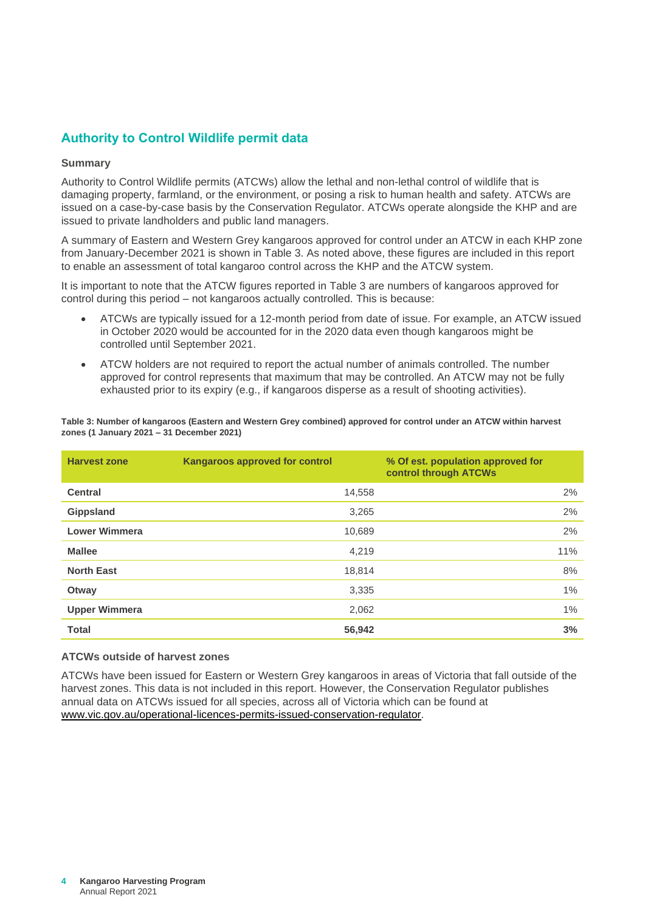## Authority to Control Wildlife permit data

### Summary

Authority to Control Wildlife permits (ATCWs) allow the lethal and non-lethal control of wildlife that is damaging property, farmland, or the environment, or posing a risk to human health and safety. ATCWs are issued on a case-by-case basis by the Conservation Regulator. ATCWs operate alongside the KHP and are issued to private landholders and public land managers.

A summary of Eastern and Western Grey kangaroos approved for control under an ATCW in each KHP zone from January-December 2021 is shown in Table 3. As noted above, these figures are included in this report to enable an assessment of total kangaroo control across the KHP and the ATCW system.

It is important to note that the ATCW figures reported in Table 3 are numbers of kangaroos approved for control during this period – not kangaroos actually controlled. This is because:

- ATCWs are typically issued for a 12-month period from date of issue. For example, an ATCW issued in October 2020 would be accounted for in the 2020 data even though kangaroos might be controlled until September 2021.
- ATCW holders are not required to report the actual number of animals controlled. The number approved for control represents that maximum that may be controlled. An ATCW may not be fully exhausted prior to its expiry (e.g., if kangaroos disperse as a result of shooting activities).

**Table 3: Number of kangaroos (Eastern and Western Grey combined) approved for control under an ATCW within harvest zones (1 January 2021 – 31 December 2021)**

| Harvest zone | Kangaroos approved for control | % Of est. population approved for control through ATCWs |
|---|---|---|
| **Central** | 14,558 | 2% |
| **Gippsland** | 3,265 | 2% |
| **Lower Wimmera** | 10,689 | 2% |
| **Mallee** | 4,219 | 11% |
| **North East** | 18,814 | 8% |
| **Otway** | 3,335 | 1% |
| **Upper Wimmera** | 2,062 | 1% |
| **Total** | **56,942** | **3%** |

### ATCWs outside of harvest zones

ATCWs have been issued for Eastern or Western Grey kangaroos in areas of Victoria that fall outside of the harvest zones. This data is not included in this report. However, the Conservation Regulator publishes annual data on ATCWs issued for all species, across all of Victoria which can be found at www.vic.gov.au/operational-licences-permits-issued-conservation-regulator.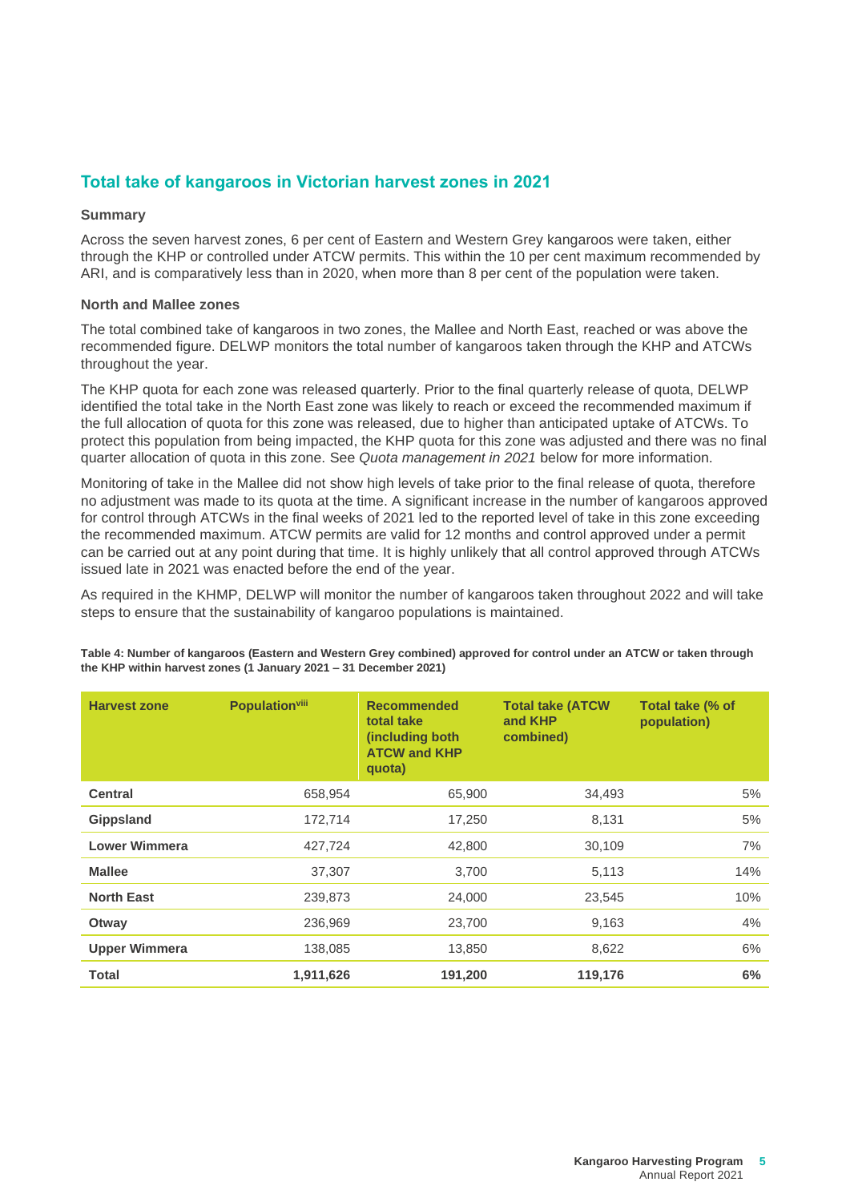## Total take of kangaroos in Victorian harvest zones in 2021

### Summary

Across the seven harvest zones, 6 per cent of Eastern and Western Grey kangaroos were taken, either through the KHP or controlled under ATCW permits. This within the 10 per cent maximum recommended by ARI, and is comparatively less than in 2020, when more than 8 per cent of the population were taken.

### North and Mallee zones

The total combined take of kangaroos in two zones, the Mallee and North East, reached or was above the recommended figure. DELWP monitors the total number of kangaroos taken through the KHP and ATCWs throughout the year.

The KHP quota for each zone was released quarterly. Prior to the final quarterly release of quota, DELWP identified the total take in the North East zone was likely to reach or exceed the recommended maximum if the full allocation of quota for this zone was released, due to higher than anticipated uptake of ATCWs. To protect this population from being impacted, the KHP quota for this zone was adjusted and there was no final quarter allocation of quota in this zone. See *Quota management in 2021* below for more information.

Monitoring of take in the Mallee did not show high levels of take prior to the final release of quota, therefore no adjustment was made to its quota at the time. A significant increase in the number of kangaroos approved for control through ATCWs in the final weeks of 2021 led to the reported level of take in this zone exceeding the recommended maximum. ATCW permits are valid for 12 months and control approved under a permit can be carried out at any point during that time. It is highly unlikely that all control approved through ATCWs issued late in 2021 was enacted before the end of the year.

As required in the KHMP, DELWP will monitor the number of kangaroos taken throughout 2022 and will take steps to ensure that the sustainability of kangaroo populations is maintained.

**Table 4: Number of kangaroos (Eastern and Western Grey combined) approved for control under an ATCW or taken through the KHP within harvest zones (1 January 2021 – 31 December 2021)**

| Harvest zone | Population[viii] | Recommended total take (including both ATCW and KHP quota) | Total take (ATCW and KHP combined) | Total take (% of population) |
|---|---|---|---|---|
| **Central** | 658,954 | 65,900 | 34,493 | 5% |
| **Gippsland** | 172,714 | 17,250 | 8,131 | 5% |
| **Lower Wimmera** | 427,724 | 42,800 | 30,109 | 7% |
| **Mallee** | 37,307 | 3,700 | 5,113 | 14% |
| **North East** | 239,873 | 24,000 | 23,545 | 10% |
| **Otway** | 236,969 | 23,700 | 9,163 | 4% |
| **Upper Wimmera** | 138,085 | 13,850 | 8,622 | 6% |
| **Total** | **1,911,626** | **191,200** | **119,176** | **6%** |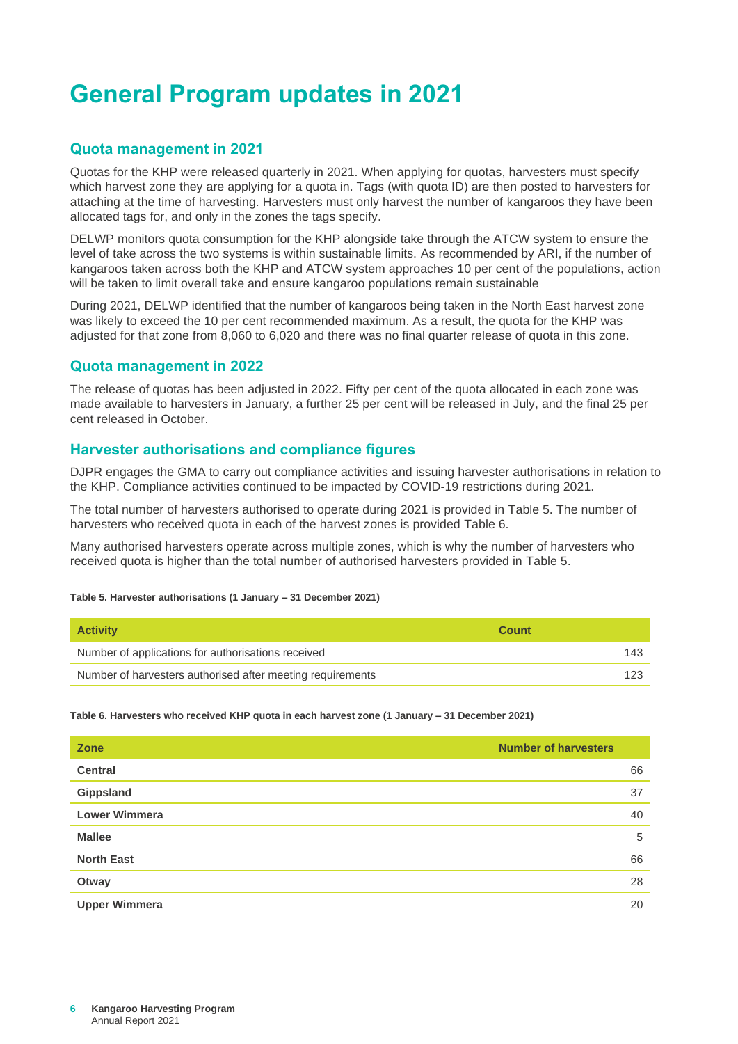# General Program updates in 2021

## Quota management in 2021

Quotas for the KHP were released quarterly in 2021. When applying for quotas, harvesters must specify which harvest zone they are applying for a quota in. Tags (with quota ID) are then posted to harvesters for attaching at the time of harvesting. Harvesters must only harvest the number of kangaroos they have been allocated tags for, and only in the zones the tags specify.

DELWP monitors quota consumption for the KHP alongside take through the ATCW system to ensure the level of take across the two systems is within sustainable limits. As recommended by ARI, if the number of kangaroos taken across both the KHP and ATCW system approaches 10 per cent of the populations, action will be taken to limit overall take and ensure kangaroo populations remain sustainable

During 2021, DELWP identified that the number of kangaroos being taken in the North East harvest zone was likely to exceed the 10 per cent recommended maximum. As a result, the quota for the KHP was adjusted for that zone from 8,060 to 6,020 and there was no final quarter release of quota in this zone.

## Quota management in 2022

The release of quotas has been adjusted in 2022. Fifty per cent of the quota allocated in each zone was made available to harvesters in January, a further 25 per cent will be released in July, and the final 25 per cent released in October.

## Harvester authorisations and compliance figures

DJPR engages the GMA to carry out compliance activities and issuing harvester authorisations in relation to the KHP. Compliance activities continued to be impacted by COVID-19 restrictions during 2021.

The total number of harvesters authorised to operate during 2021 is provided in Table 5. The number of harvesters who received quota in each of the harvest zones is provided Table 6.

Many authorised harvesters operate across multiple zones, which is why the number of harvesters who received quota is higher than the total number of authorised harvesters provided in Table 5.

**Table 5. Harvester authorisations (1 January – 31 December 2021)**

| Activity | Count |
|---|---|
| Number of applications for authorisations received | 143 |
| Number of harvesters authorised after meeting requirements | 123 |

**Table 6. Harvesters who received KHP quota in each harvest zone (1 January – 31 December 2021)**

| Zone | Number of harvesters |
|---|---|
| **Central** | 66 |
| **Gippsland** | 37 |
| **Lower Wimmera** | 40 |
| **Mallee** | 5 |
| **North East** | 66 |
| **Otway** | 28 |
| **Upper Wimmera** | 20 |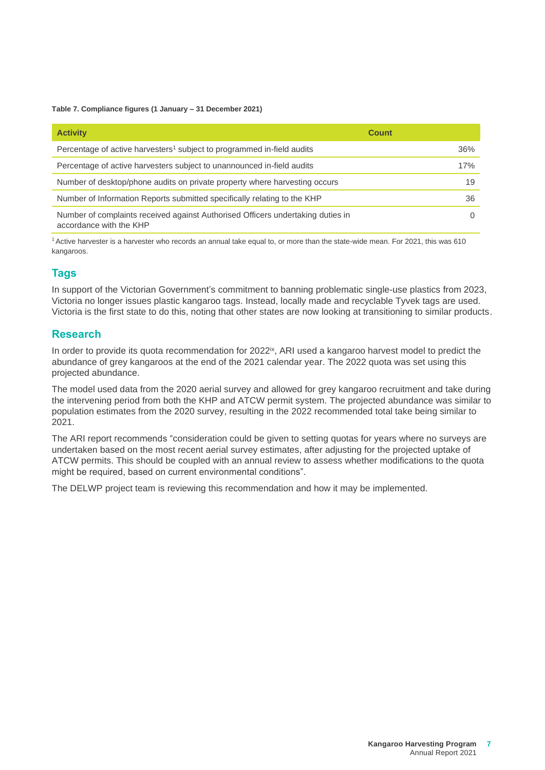**Table 7. Compliance figures (1 January – 31 December 2021)**

| Activity | Count |
|---|---|
| Percentage of active harvesters[1] subject to programmed in-field audits | 36% |
| Percentage of active harvesters subject to unannounced in-field audits | 17% |
| Number of desktop/phone audits on private property where harvesting occurs | 19 |
| Number of Information Reports submitted specifically relating to the KHP | 36 |
| Number of complaints received against Authorised Officers undertaking duties in accordance with the KHP | 0 |

[1] Active harvester is a harvester who records an annual take equal to, or more than the state-wide mean. For 2021, this was 610 kangaroos.

## Tags

In support of the Victorian Government's commitment to banning problematic single-use plastics from 2023, Victoria no longer issues plastic kangaroo tags. Instead, locally made and recyclable Tyvek tags are used. Victoria is the first state to do this, noting that other states are now looking at transitioning to similar products.

## Research

In order to provide its quota recommendation for 2022[ix], ARI used a kangaroo harvest model to predict the abundance of grey kangaroos at the end of the 2021 calendar year. The 2022 quota was set using this projected abundance.

The model used data from the 2020 aerial survey and allowed for grey kangaroo recruitment and take during the intervening period from both the KHP and ATCW permit system. The projected abundance was similar to population estimates from the 2020 survey, resulting in the 2022 recommended total take being similar to 2021.

The ARI report recommends "consideration could be given to setting quotas for years where no surveys are undertaken based on the most recent aerial survey estimates, after adjusting for the projected uptake of ATCW permits. This should be coupled with an annual review to assess whether modifications to the quota might be required, based on current environmental conditions".

The DELWP project team is reviewing this recommendation and how it may be implemented.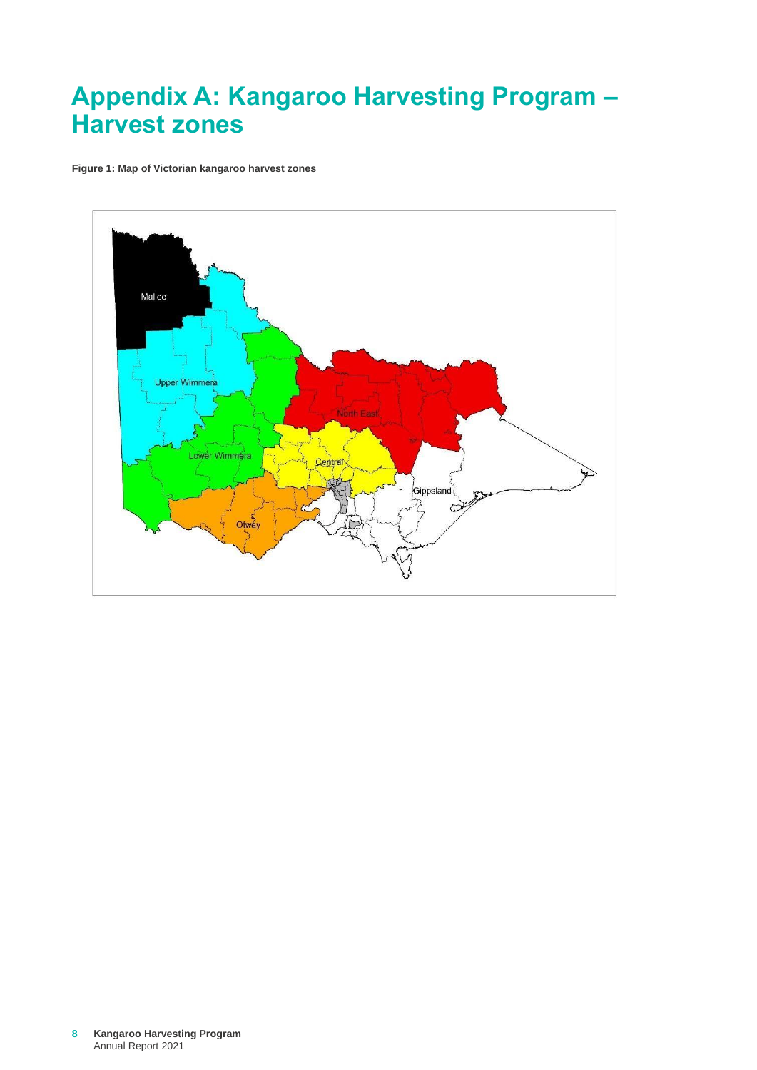# Appendix A: Kangaroo Harvesting Program – Harvest zones

**Figure 1: Map of Victorian kangaroo harvest zones**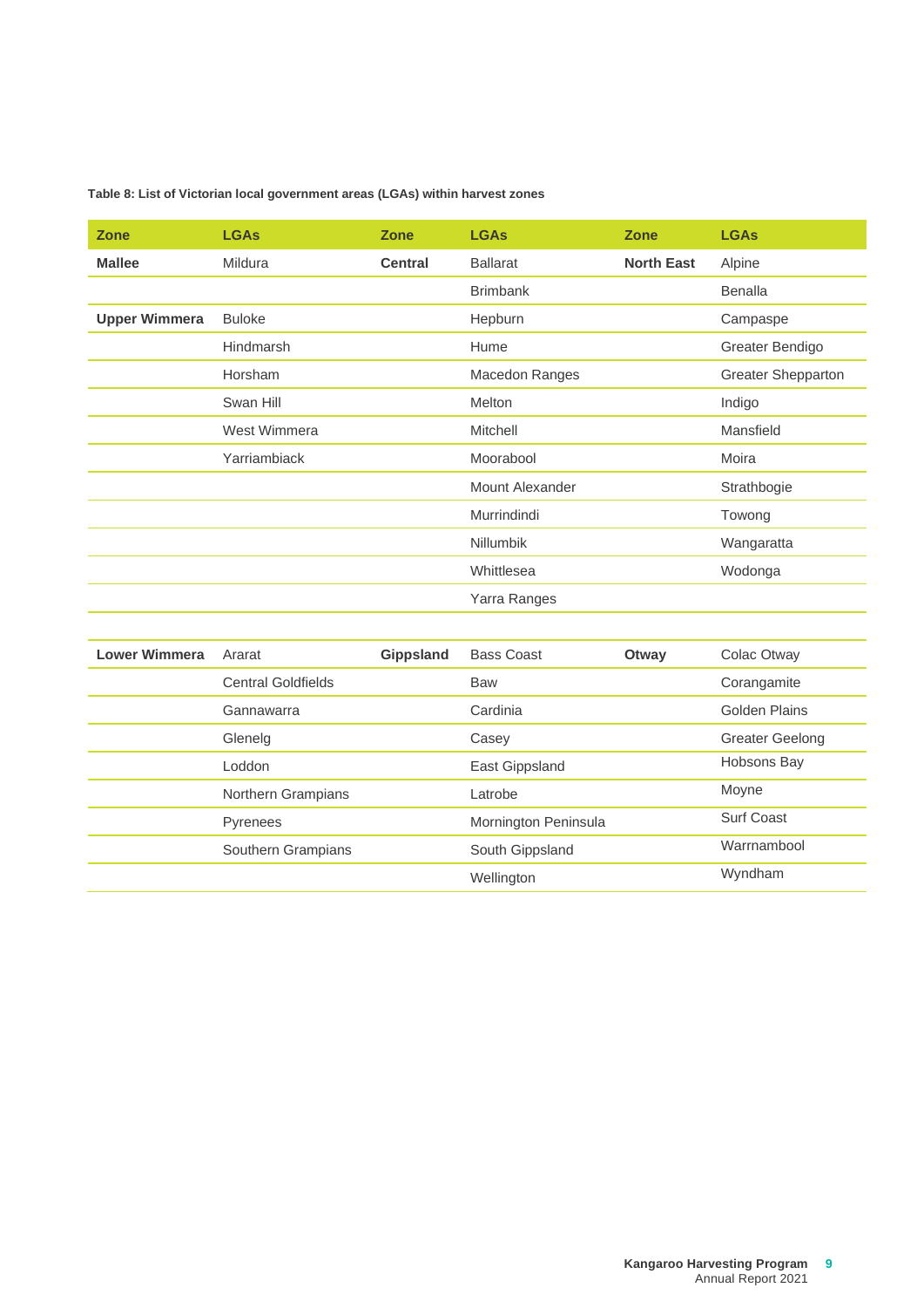**Table 8: List of Victorian local government areas (LGAs) within harvest zones**

| Zone | LGAs | Zone | LGAs | Zone | LGAs |
|---|---|---|---|---|---|
| **Mallee** | Mildura | **Central** | Ballarat | **North East** | Alpine |
| | | | Brimbank | | Benalla |
| **Upper Wimmera** | Buloke | | Hepburn | | Campaspe |
| | Hindmarsh | | Hume | | Greater Bendigo |
| | Horsham | | Macedon Ranges | | Greater Shepparton |
| | Swan Hill | | Melton | | Indigo |
| | West Wimmera | | Mitchell | | Mansfield |
| | Yarriambiack | | Moorabool | | Moira |
| | | | Mount Alexander | | Strathbogie |
| | | | Murrindindi | | Towong |
| | | | Nillumbik | | Wangaratta |
| | | | Whittlesea | | Wodonga |
| | | | Yarra Ranges | | |
| **Lower Wimmera** | Ararat | **Gippsland** | Bass Coast | **Otway** | Colac Otway |
| | Central Goldfields | | Baw | | Corangamite |
| | Gannawarra | | Cardinia | | Golden Plains |
| | Glenelg | | Casey | | Greater Geelong |
| | Loddon | | East Gippsland | | Hobsons Bay |
| | Northern Grampians | | Latrobe | | Moyne |
| | Pyrenees | | Mornington Peninsula | | Surf Coast |
| | Southern Grampians | | South Gippsland | | Warrnambool |
| | | | Wellington | | Wyndham |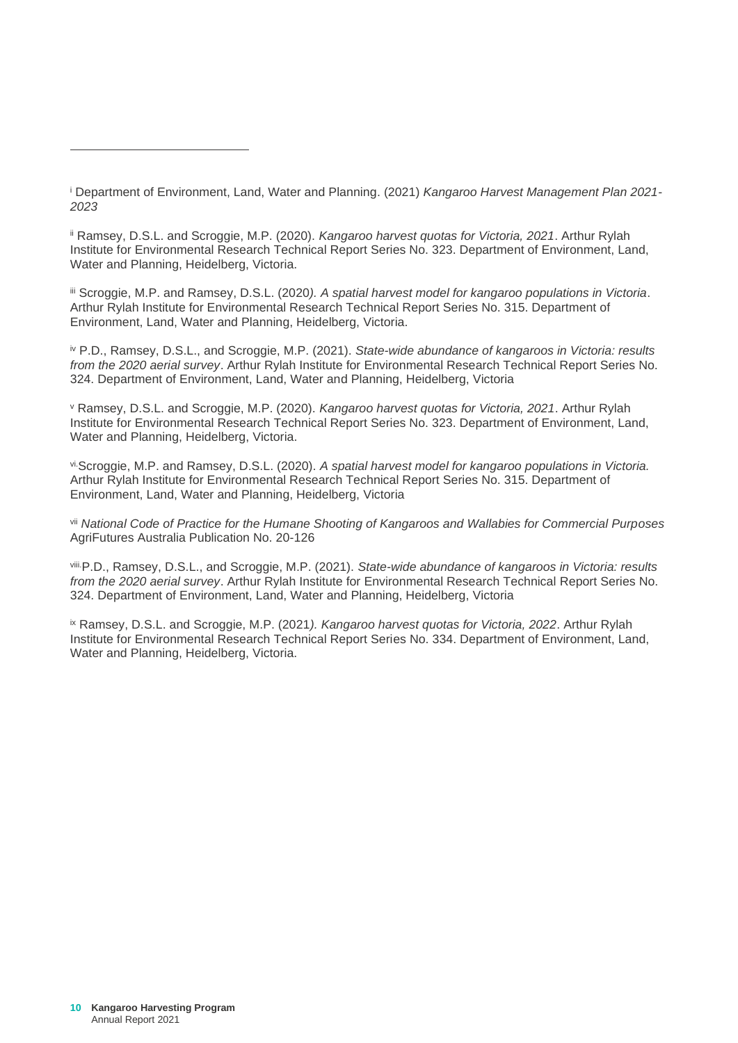[i] Department of Environment, Land, Water and Planning. (2021) *Kangaroo Harvest Management Plan 2021-2023*

[ii] Ramsey, D.S.L. and Scroggie, M.P. (2020). *Kangaroo harvest quotas for Victoria, 2021*. Arthur Rylah Institute for Environmental Research Technical Report Series No. 323. Department of Environment, Land, Water and Planning, Heidelberg, Victoria.

[iii] Scroggie, M.P. and Ramsey, D.S.L. (2020*). A spatial harvest model for kangaroo populations in Victoria*. Arthur Rylah Institute for Environmental Research Technical Report Series No. 315. Department of Environment, Land, Water and Planning, Heidelberg, Victoria.

[iv] P.D., Ramsey, D.S.L., and Scroggie, M.P. (2021). *State-wide abundance of kangaroos in Victoria: results from the 2020 aerial survey*. Arthur Rylah Institute for Environmental Research Technical Report Series No. 324. Department of Environment, Land, Water and Planning, Heidelberg, Victoria

[v] Ramsey, D.S.L. and Scroggie, M.P. (2020). *Kangaroo harvest quotas for Victoria, 2021*. Arthur Rylah Institute for Environmental Research Technical Report Series No. 323. Department of Environment, Land, Water and Planning, Heidelberg, Victoria.

[vi] Scroggie, M.P. and Ramsey, D.S.L. (2020). *A spatial harvest model for kangaroo populations in Victoria.* Arthur Rylah Institute for Environmental Research Technical Report Series No. 315. Department of Environment, Land, Water and Planning, Heidelberg, Victoria

[vii] *National Code of Practice for the Humane Shooting of Kangaroos and Wallabies for Commercial Purposes* AgriFutures Australia Publication No. 20-126

[viii] P.D., Ramsey, D.S.L., and Scroggie, M.P. (2021). *State-wide abundance of kangaroos in Victoria: results from the 2020 aerial survey*. Arthur Rylah Institute for Environmental Research Technical Report Series No. 324. Department of Environment, Land, Water and Planning, Heidelberg, Victoria

[ix] Ramsey, D.S.L. and Scroggie, M.P. (2021*). Kangaroo harvest quotas for Victoria, 2022*. Arthur Rylah Institute for Environmental Research Technical Report Series No. 334. Department of Environment, Land, Water and Planning, Heidelberg, Victoria.